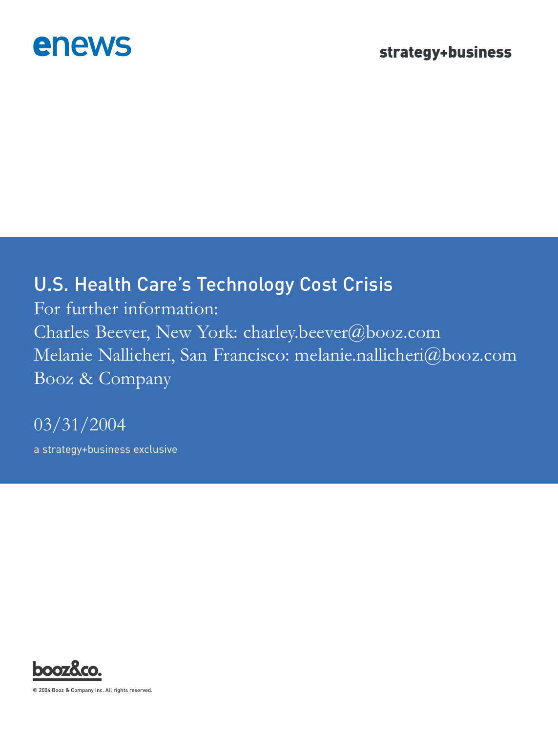enews

strategy+business

# U.S. Health Care's Technology Cost Crisis

For further information:

Charles Beever, New York: charley.beever@booz.com

Melanie Nallicheri, San Francisco: melanie.nallicheri@booz.com

Booz & Company

03/31/2004

a strategy+business exclusive

booz&co.

© 2004 Booz & Company Inc. All rights reserved.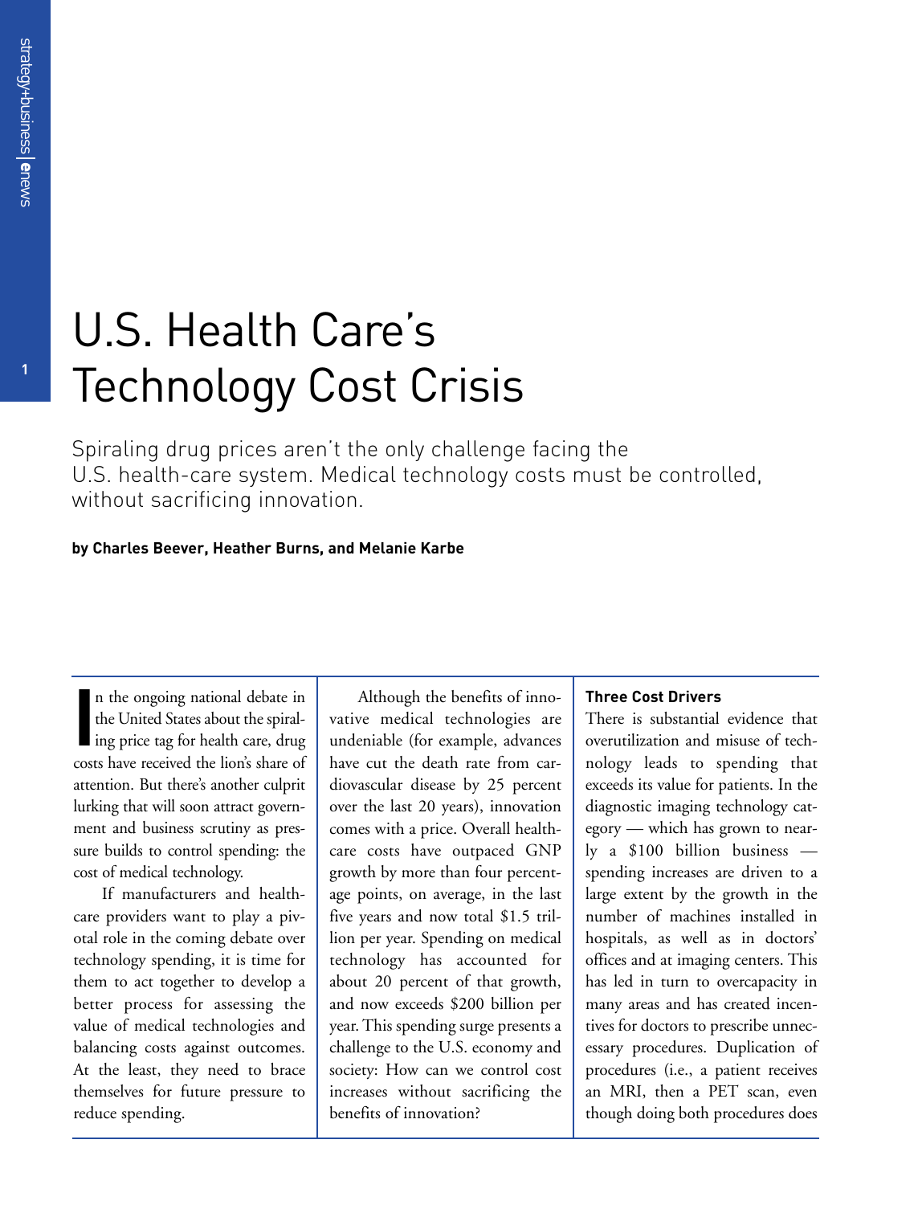# U.S. Health Care's Technology Cost Crisis

Spiraling drug prices aren't the only challenge facing the U.S. health-care system. Medical technology costs must be controlled, without sacrificing innovation.

**by Charles Beever, Heather Burns, and Melanie Karbe**

In the ongoing national debate in the United States about the spiraling price tag for health care, drug costs have received the lion's share of attention. But there's another culprit lurking that will soon attract government and business scrutiny as pressure builds to control spending: the cost of medical technology.

If manufacturers and health-care providers want to play a pivotal role in the coming debate over technology spending, it is time for them to act together to develop a better process for assessing the value of medical technologies and balancing costs against outcomes. At the least, they need to brace themselves for future pressure to reduce spending.

Although the benefits of innovative medical technologies are undeniable (for example, advances have cut the death rate from cardiovascular disease by 25 percent over the last 20 years), innovation comes with a price. Overall health-care costs have outpaced GNP growth by more than four percentage points, on average, in the last five years and now total $1.5 trillion per year. Spending on medical technology has accounted for about 20 percent of that growth, and now exceeds $200 billion per year. This spending surge presents a challenge to the U.S. economy and society: How can we control cost increases without sacrificing the benefits of innovation?

### Three Cost Drivers

There is substantial evidence that overutilization and misuse of technology leads to spending that exceeds its value for patients. In the diagnostic imaging technology category — which has grown to nearly a $100 billion business — spending increases are driven to a large extent by the growth in the number of machines installed in hospitals, as well as in doctors' offices and at imaging centers. This has led in turn to overcapacity in many areas and has created incentives for doctors to prescribe unnecessary procedures. Duplication of procedures (i.e., a patient receives an MRI, then a PET scan, even though doing both procedures does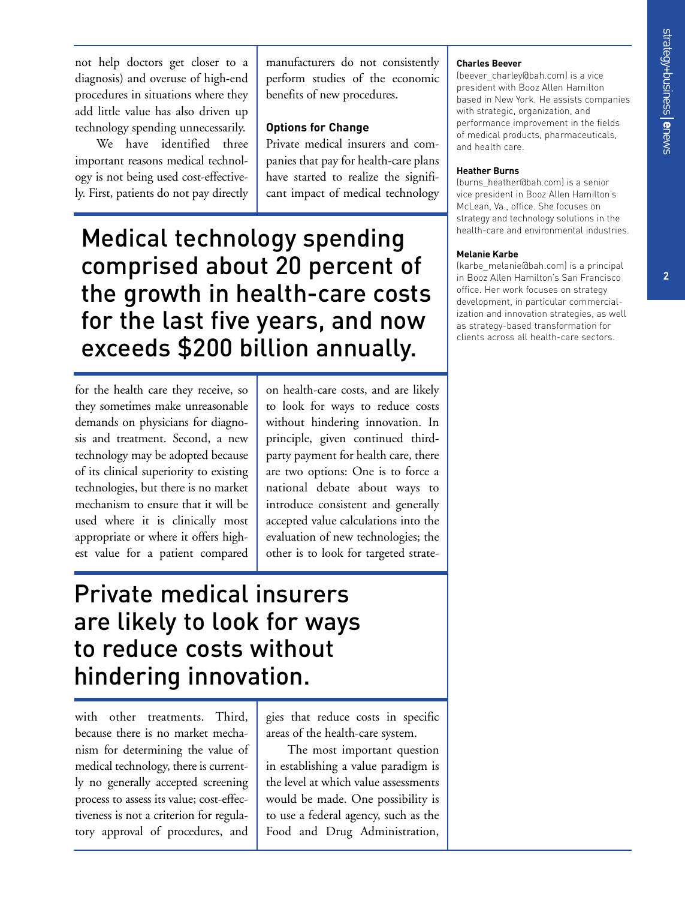not help doctors get closer to a diagnosis) and overuse of high-end procedures in situations where they add little value has also driven up technology spending unnecessarily.

We have identified three important reasons medical technology is not being used cost-effectively. First, patients do not pay directly for the health care they receive, so they sometimes make unreasonable demands on physicians for diagnosis and treatment. Second, a new technology may be adopted because of its clinical superiority to existing technologies, but there is no market mechanism to ensure that it will be used where it is clinically most appropriate or where it offers highest value for a patient compared with other treatments. Third, because there is no market mechanism for determining the value of medical technology, there is currently no generally accepted screening process to assess its value; cost-effectiveness is not a criterion for regulatory approval of procedures, and manufacturers do not consistently perform studies of the economic benefits of new procedures.

> Medical technology spending comprised about 20 percent of the growth in health-care costs for the last five years, and now exceeds $200 billion annually.

### Options for Change

Private medical insurers and companies that pay for health-care plans have started to realize the significant impact of medical technology on health-care costs, and are likely to look for ways to reduce costs without hindering innovation. In principle, given continued third-party payment for health care, there are two options: One is to force a national debate about ways to introduce consistent and generally accepted value calculations into the evaluation of new technologies; the other is to look for targeted strategies that reduce costs in specific areas of the health-care system.

> Private medical insurers are likely to look for ways to reduce costs without hindering innovation.

The most important question in establishing a value paradigm is the level at which value assessments would be made. One possibility is to use a federal agency, such as the Food and Drug Administration,

**Charles Beever**
(beever_charley@bah.com) is a vice president with Booz Allen Hamilton based in New York. He assists companies with strategic, organization, and performance improvement in the fields of medical products, pharmaceuticals, and health care.

**Heather Burns**
(burns_heather@bah.com) is a senior vice president in Booz Allen Hamilton's McLean, Va., office. She focuses on strategy and technology solutions in the health-care and environmental industries.

**Melanie Karbe**
(karbe_melanie@bah.com) is a principal in Booz Allen Hamilton's San Francisco office. Her work focuses on strategy development, in particular commercialization and innovation strategies, as well as strategy-based transformation for clients across all health-care sectors.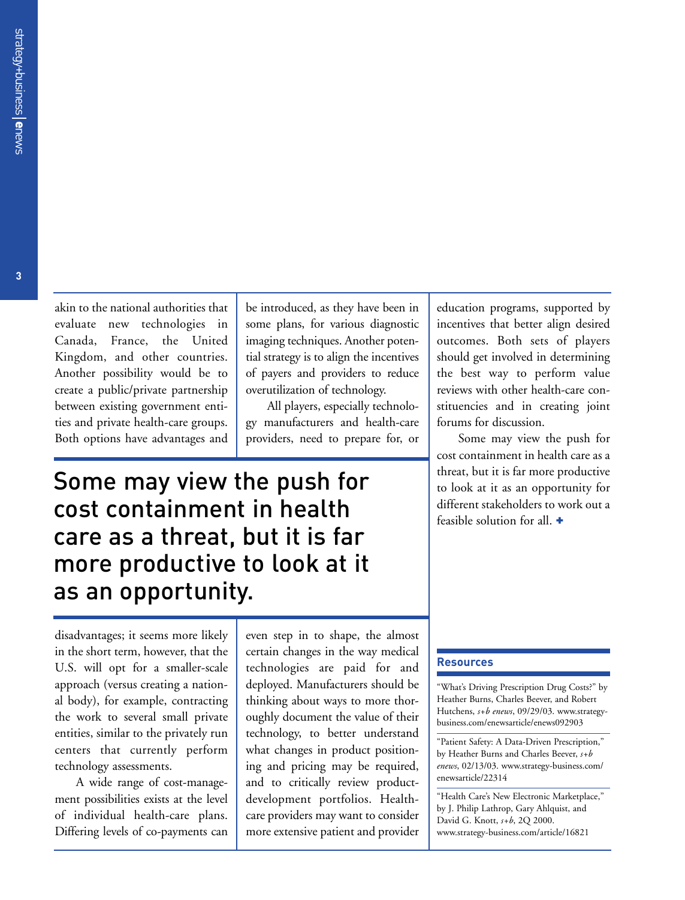akin to the national authorities that evaluate new technologies in Canada, France, the United Kingdom, and other countries. Another possibility would be to create a public/private partnership between existing government entities and private health-care groups. Both options have advantages and disadvantages; it seems more likely in the short term, however, that the U.S. will opt for a smaller-scale approach (versus creating a national body), for example, contracting the work to several small private entities, similar to the privately run centers that currently perform technology assessments.

A wide range of cost-management possibilities exists at the level of individual health-care plans. Differing levels of co-payments can be introduced, as they have been in some plans, for various diagnostic imaging techniques. Another potential strategy is to align the incentives of payers and providers to reduce overutilization of technology.

All players, especially technology manufacturers and health-care providers, need to prepare for, or even step in to shape, the almost certain changes in the way medical technologies are paid for and deployed. Manufacturers should be thinking about ways to more thoroughly document the value of their technology, to better understand what changes in product positioning and pricing may be required, and to critically review product-development portfolios. Health-care providers may want to consider more extensive patient and provider education programs, supported by incentives that better align desired outcomes. Both sets of players should get involved in determining the best way to perform value reviews with other health-care constituencies and in creating joint forums for discussion.

> Some may view the push for cost containment in health care as a threat, but it is far more productive to look at it as an opportunity.

Some may view the push for cost containment in health care as a threat, but it is far more productive to look at it as an opportunity for different stakeholders to work out a feasible solution for all. ✚

### Resources

"What's Driving Prescription Drug Costs?" by Heather Burns, Charles Beever, and Robert Hutchens, *s+b enews*, 09/29/03. www.strategy-business.com/enewsarticle/enews092903

"Patient Safety: A Data-Driven Prescription," by Heather Burns and Charles Beever, *s+b enews*, 02/13/03. www.strategy-business.com/enewsarticle/22314

"Health Care's New Electronic Marketplace," by J. Philip Lathrop, Gary Ahlquist, and David G. Knott, *s+b*, 2Q 2000. www.strategy-business.com/article/16821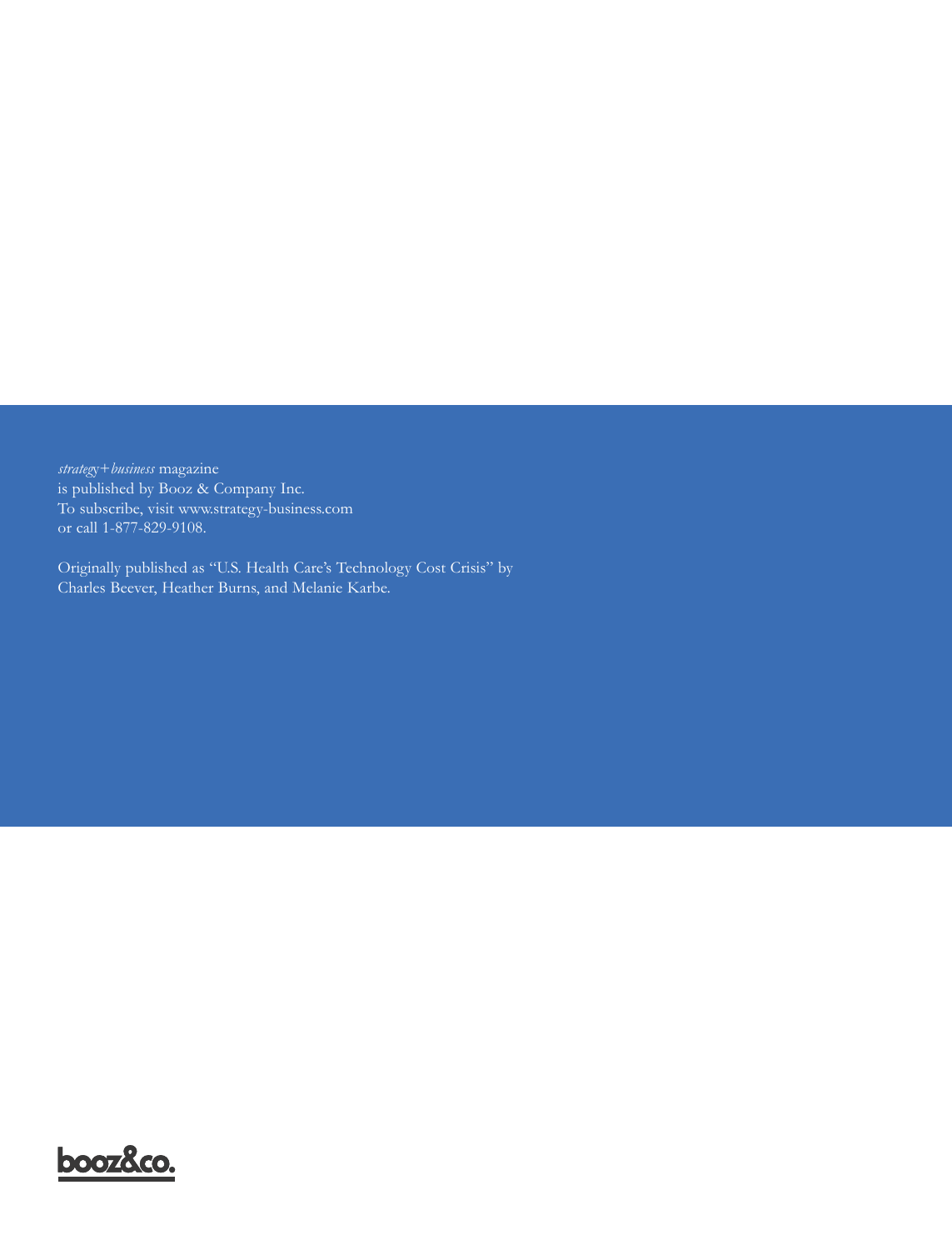*strategy+business* magazine
is published by Booz & Company Inc.
To subscribe, visit www.strategy-business.com
or call 1-877-829-9108.

Originally published as "U.S. Health Care's Technology Cost Crisis" by Charles Beever, Heather Burns, and Melanie Karbe.

booz&co.